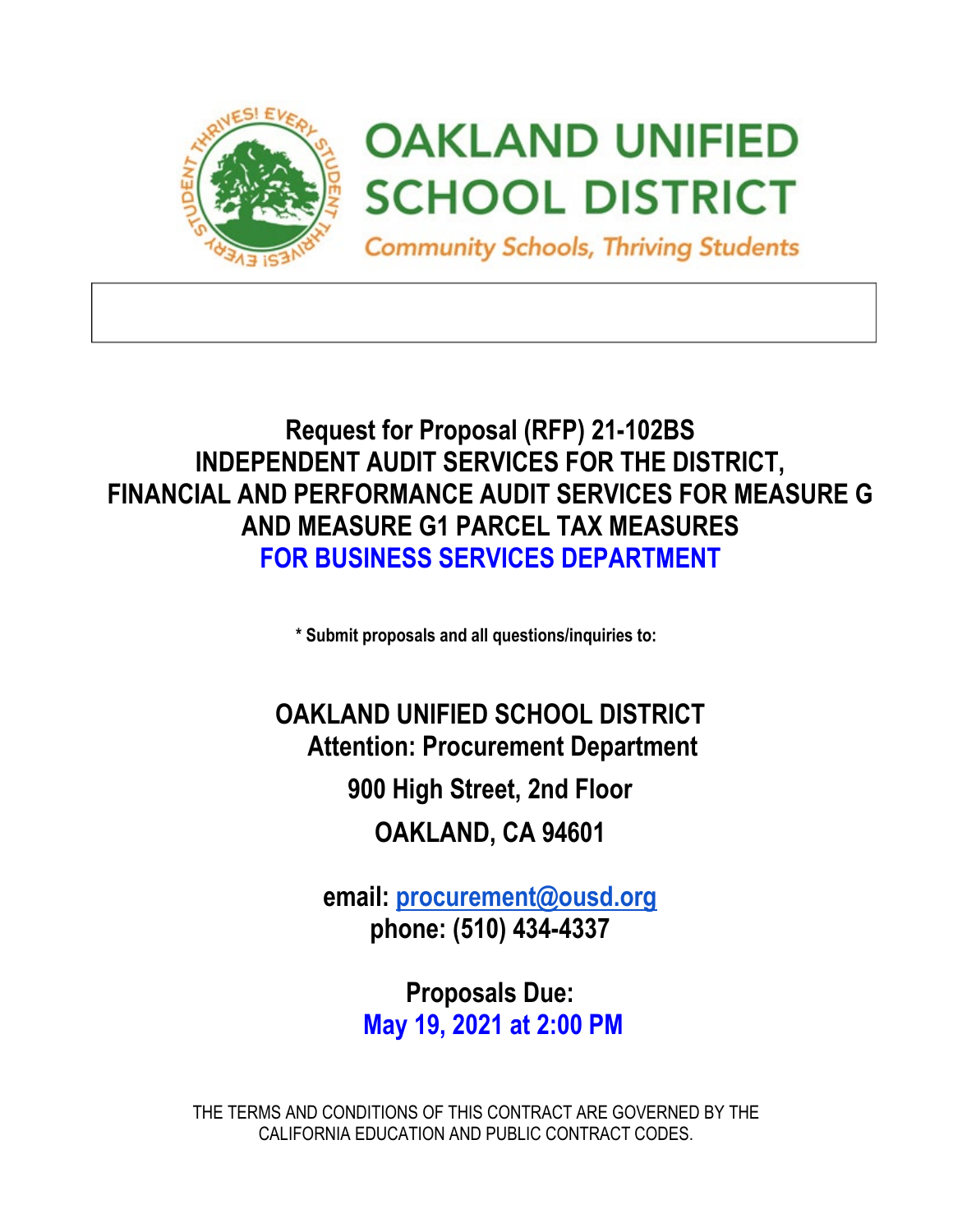# OAKLAND UNIFIED SCHOOL DISTRICT

*Community Schools, Thriving Students*

## Request for Proposal (RFP) 21-102BS
## INDEPENDENT AUDIT SERVICES FOR THE DISTRICT, FINANCIAL AND PERFORMANCE AUDIT SERVICES FOR MEASURE G AND MEASURE G1 PARCEL TAX MEASURES
## FOR BUSINESS SERVICES DEPARTMENT

**\* Submit proposals and all questions/inquiries to:**

**OAKLAND UNIFIED SCHOOL DISTRICT**
**Attention: Procurement Department**
**900 High Street, 2nd Floor**
**OAKLAND, CA 94601**

**email: procurement@ousd.org**
**phone: (510) 434-4337**

**Proposals Due:**
**May 19, 2021 at 2:00 PM**

THE TERMS AND CONDITIONS OF THIS CONTRACT ARE GOVERNED BY THE CALIFORNIA EDUCATION AND PUBLIC CONTRACT CODES.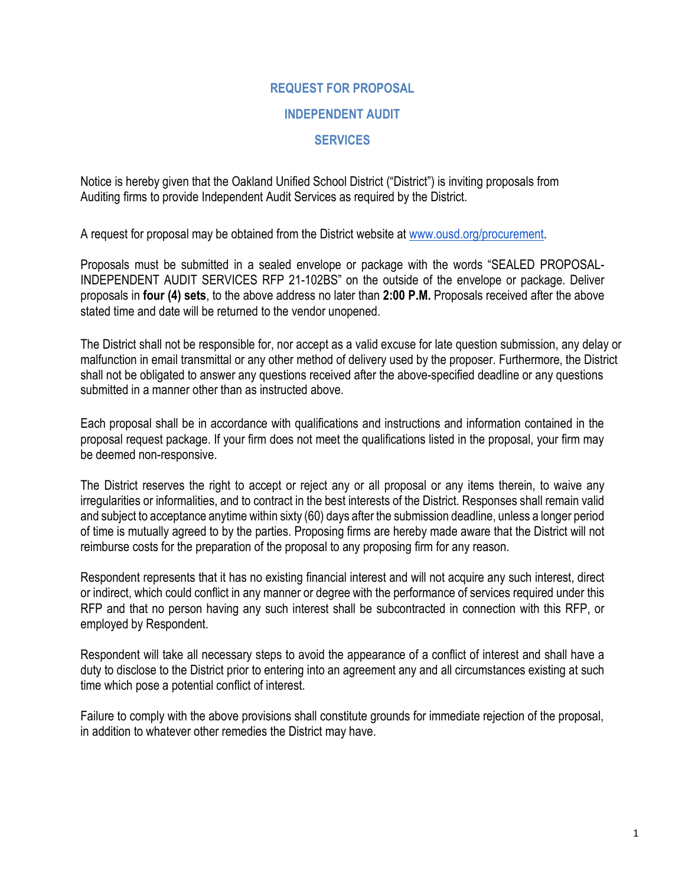# REQUEST FOR PROPOSAL

# INDEPENDENT AUDIT SERVICES

Notice is hereby given that the Oakland Unified School District ("District") is inviting proposals from Auditing firms to provide Independent Audit Services as required by the District.

A request for proposal may be obtained from the District website at www.ousd.org/procurement.

Proposals must be submitted in a sealed envelope or package with the words "SEALED PROPOSAL-INDEPENDENT AUDIT SERVICES RFP 21-102BS" on the outside of the envelope or package. Deliver proposals in **four (4) sets**, to the above address no later than **2:00 P.M.** Proposals received after the above stated time and date will be returned to the vendor unopened.

The District shall not be responsible for, nor accept as a valid excuse for late question submission, any delay or malfunction in email transmittal or any other method of delivery used by the proposer. Furthermore, the District shall not be obligated to answer any questions received after the above-specified deadline or any questions submitted in a manner other than as instructed above.

Each proposal shall be in accordance with qualifications and instructions and information contained in the proposal request package. If your firm does not meet the qualifications listed in the proposal, your firm may be deemed non-responsive.

The District reserves the right to accept or reject any or all proposal or any items therein, to waive any irregularities or informalities, and to contract in the best interests of the District. Responses shall remain valid and subject to acceptance anytime within sixty (60) days after the submission deadline, unless a longer period of time is mutually agreed to by the parties. Proposing firms are hereby made aware that the District will not reimburse costs for the preparation of the proposal to any proposing firm for any reason.

Respondent represents that it has no existing financial interest and will not acquire any such interest, direct or indirect, which could conflict in any manner or degree with the performance of services required under this RFP and that no person having any such interest shall be subcontracted in connection with this RFP, or employed by Respondent.

Respondent will take all necessary steps to avoid the appearance of a conflict of interest and shall have a duty to disclose to the District prior to entering into an agreement any and all circumstances existing at such time which pose a potential conflict of interest.

Failure to comply with the above provisions shall constitute grounds for immediate rejection of the proposal, in addition to whatever other remedies the District may have.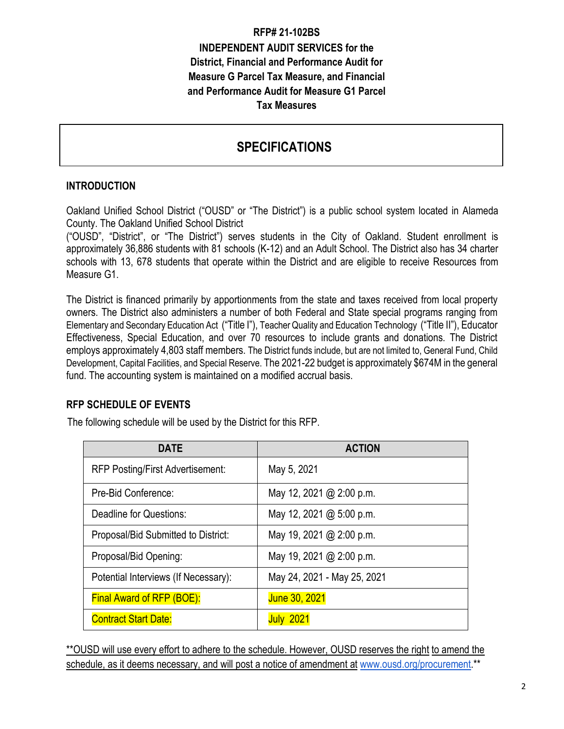**RFP# 21-102BS**

**INDEPENDENT AUDIT SERVICES for the District, Financial and Performance Audit for Measure G Parcel Tax Measure, and Financial and Performance Audit for Measure G1 Parcel Tax Measures**

# SPECIFICATIONS

## INTRODUCTION

Oakland Unified School District ("OUSD" or "The District") is a public school system located in Alameda County. The Oakland Unified School District ("OUSD", "District", or "The District") serves students in the City of Oakland. Student enrollment is approximately 36,886 students with 81 schools (K-12) and an Adult School. The District also has 34 charter schools with 13, 678 students that operate within the District and are eligible to receive Resources from Measure G1.

The District is financed primarily by apportionments from the state and taxes received from local property owners. The District also administers a number of both Federal and State special programs ranging from Elementary and Secondary Education Act ("Title I"), Teacher Quality and Education Technology ("Title II"), Educator Effectiveness, Special Education, and over 70 resources to include grants and donations. The District employs approximately 4,803 staff members. The District funds include, but are not limited to, General Fund, Child Development, Capital Facilities, and Special Reserve. The 2021-22 budget is approximately $674M in the general fund. The accounting system is maintained on a modified accrual basis.

## RFP SCHEDULE OF EVENTS

The following schedule will be used by the District for this RFP.

| DATE | ACTION |
|---|---|
| RFP Posting/First Advertisement: | May 5, 2021 |
| Pre-Bid Conference: | May 12, 2021 @ 2:00 p.m. |
| Deadline for Questions: | May 12, 2021 @ 5:00 p.m. |
| Proposal/Bid Submitted to District: | May 19, 2021 @ 2:00 p.m. |
| Proposal/Bid Opening: | May 19, 2021 @ 2:00 p.m. |
| Potential Interviews (If Necessary): | May 24, 2021 - May 25, 2021 |
| Final Award of RFP (BOE): | June 30, 2021 |
| Contract Start Date: | July 2021 |

**OUSD will use every effort to adhere to the schedule. However, OUSD reserves the right to amend the schedule, as it deems necessary, and will post a notice of amendment at www.ousd.org/procurement.**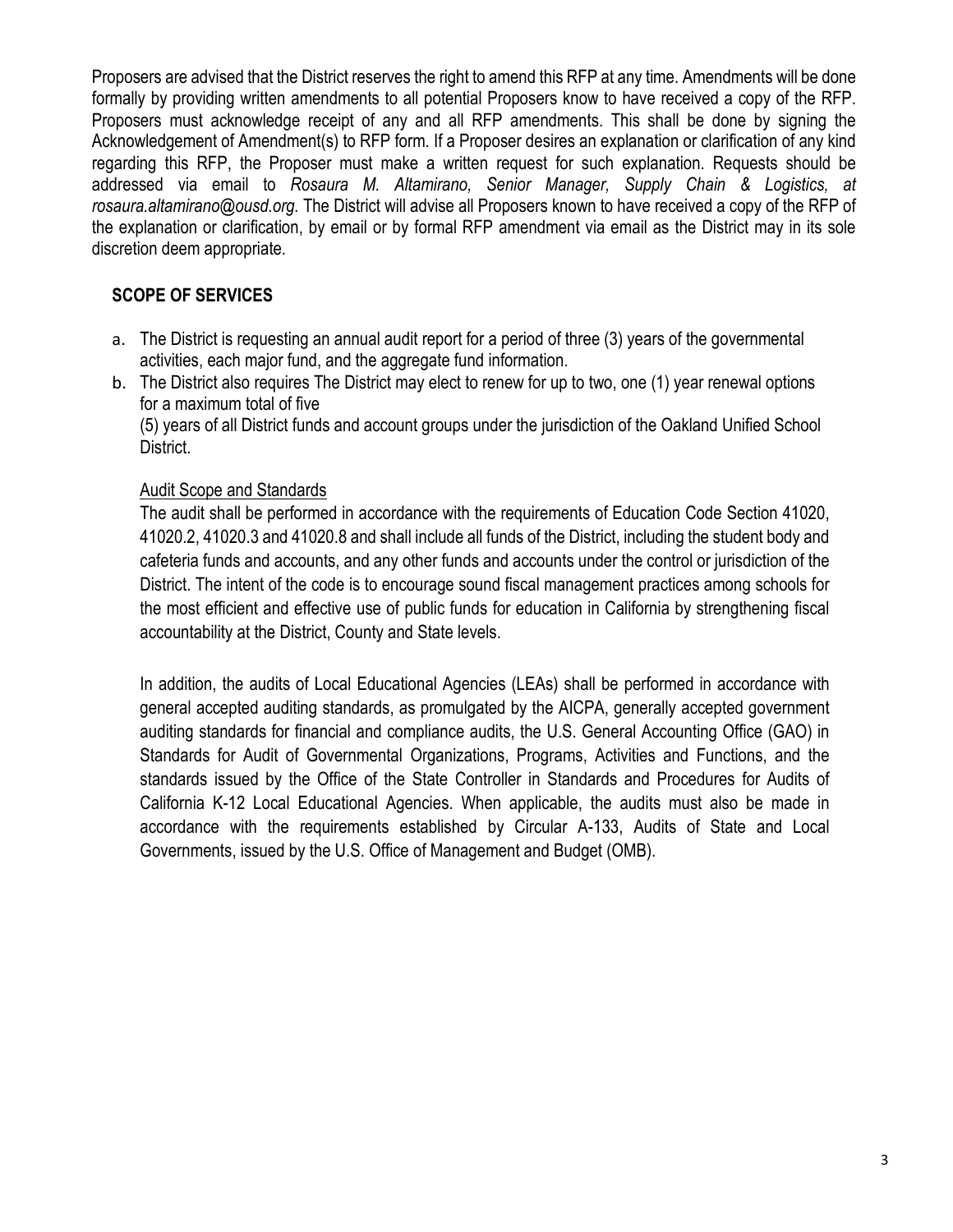Proposers are advised that the District reserves the right to amend this RFP at any time. Amendments will be done formally by providing written amendments to all potential Proposers know to have received a copy of the RFP. Proposers must acknowledge receipt of any and all RFP amendments. This shall be done by signing the Acknowledgement of Amendment(s) to RFP form. If a Proposer desires an explanation or clarification of any kind regarding this RFP, the Proposer must make a written request for such explanation. Requests should be addressed via email to *Rosaura M. Altamirano, Senior Manager, Supply Chain & Logistics, at rosaura.altamirano@ousd.org.* The District will advise all Proposers known to have received a copy of the RFP of the explanation or clarification, by email or by formal RFP amendment via email as the District may in its sole discretion deem appropriate.

## SCOPE OF SERVICES

a. The District is requesting an annual audit report for a period of three (3) years of the governmental activities, each major fund, and the aggregate fund information.
b. The District also requires The District may elect to renew for up to two, one (1) year renewal options for a maximum total of five
   (5) years of all District funds and account groups under the jurisdiction of the Oakland Unified School District.

   Audit Scope and Standards

   The audit shall be performed in accordance with the requirements of Education Code Section 41020, 41020.2, 41020.3 and 41020.8 and shall include all funds of the District, including the student body and cafeteria funds and accounts, and any other funds and accounts under the control or jurisdiction of the District. The intent of the code is to encourage sound fiscal management practices among schools for the most efficient and effective use of public funds for education in California by strengthening fiscal accountability at the District, County and State levels.

   In addition, the audits of Local Educational Agencies (LEAs) shall be performed in accordance with general accepted auditing standards, as promulgated by the AICPA, generally accepted government auditing standards for financial and compliance audits, the U.S. General Accounting Office (GAO) in Standards for Audit of Governmental Organizations, Programs, Activities and Functions, and the standards issued by the Office of the State Controller in Standards and Procedures for Audits of California K-12 Local Educational Agencies. When applicable, the audits must also be made in accordance with the requirements established by Circular A-133, Audits of State and Local Governments, issued by the U.S. Office of Management and Budget (OMB).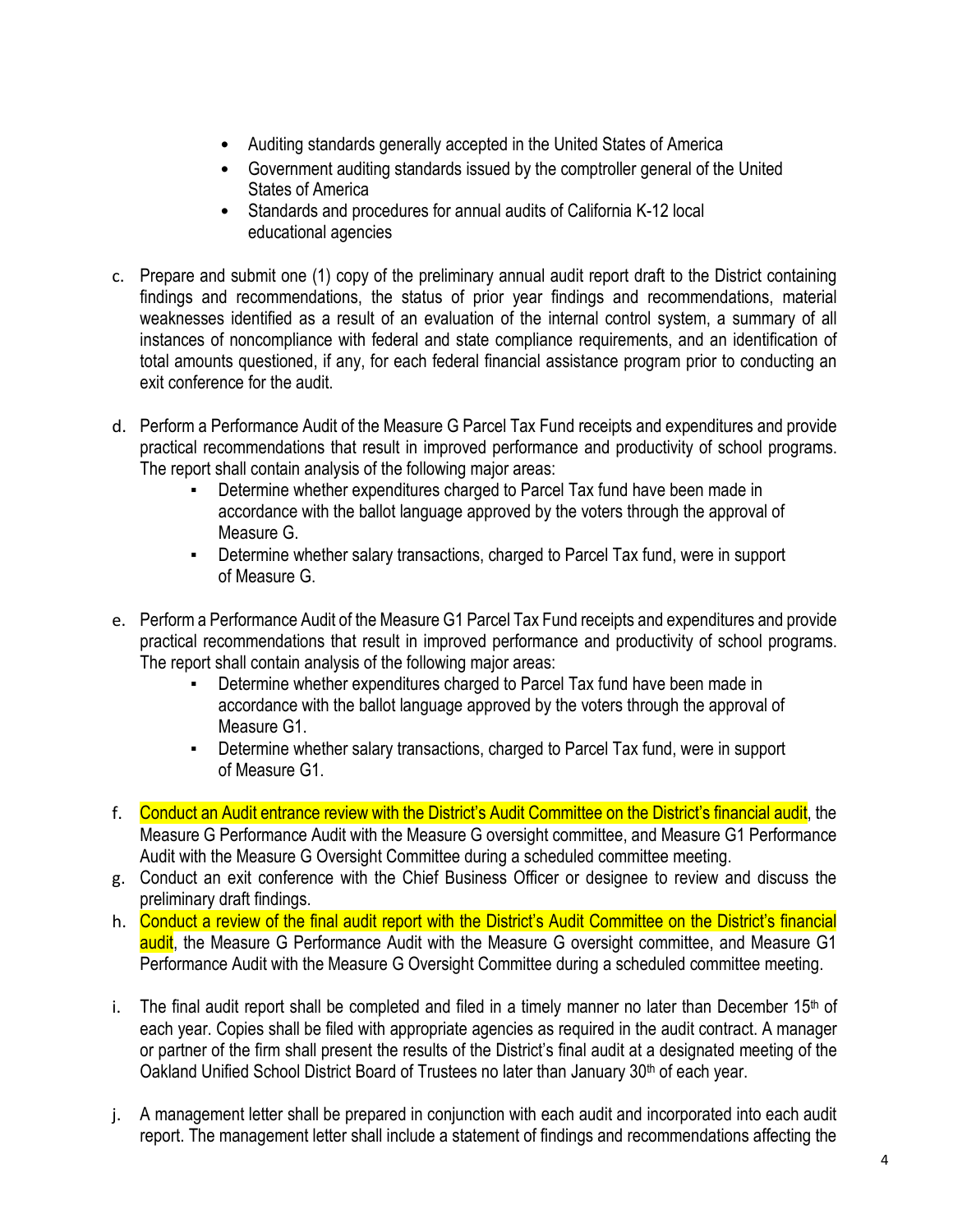- Auditing standards generally accepted in the United States of America
- Government auditing standards issued by the comptroller general of the United States of America
- Standards and procedures for annual audits of California K-12 local educational agencies

c. Prepare and submit one (1) copy of the preliminary annual audit report draft to the District containing findings and recommendations, the status of prior year findings and recommendations, material weaknesses identified as a result of an evaluation of the internal control system, a summary of all instances of noncompliance with federal and state compliance requirements, and an identification of total amounts questioned, if any, for each federal financial assistance program prior to conducting an exit conference for the audit.

d. Perform a Performance Audit of the Measure G Parcel Tax Fund receipts and expenditures and provide practical recommendations that result in improved performance and productivity of school programs. The report shall contain analysis of the following major areas:
   - Determine whether expenditures charged to Parcel Tax fund have been made in accordance with the ballot language approved by the voters through the approval of Measure G.
   - Determine whether salary transactions, charged to Parcel Tax fund, were in support of Measure G.

e. Perform a Performance Audit of the Measure G1 Parcel Tax Fund receipts and expenditures and provide practical recommendations that result in improved performance and productivity of school programs. The report shall contain analysis of the following major areas:
   - Determine whether expenditures charged to Parcel Tax fund have been made in accordance with the ballot language approved by the voters through the approval of Measure G1.
   - Determine whether salary transactions, charged to Parcel Tax fund, were in support of Measure G1.

f. Conduct an Audit entrance review with the District's Audit Committee on the District's financial audit, the Measure G Performance Audit with the Measure G oversight committee, and Measure G1 Performance Audit with the Measure G Oversight Committee during a scheduled committee meeting.

g. Conduct an exit conference with the Chief Business Officer or designee to review and discuss the preliminary draft findings.

h. Conduct a review of the final audit report with the District's Audit Committee on the District's financial audit, the Measure G Performance Audit with the Measure G oversight committee, and Measure G1 Performance Audit with the Measure G Oversight Committee during a scheduled committee meeting.

i. The final audit report shall be completed and filed in a timely manner no later than December 15th of each year. Copies shall be filed with appropriate agencies as required in the audit contract. A manager or partner of the firm shall present the results of the District's final audit at a designated meeting of the Oakland Unified School District Board of Trustees no later than January 30th of each year.

j. A management letter shall be prepared in conjunction with each audit and incorporated into each audit report. The management letter shall include a statement of findings and recommendations affecting the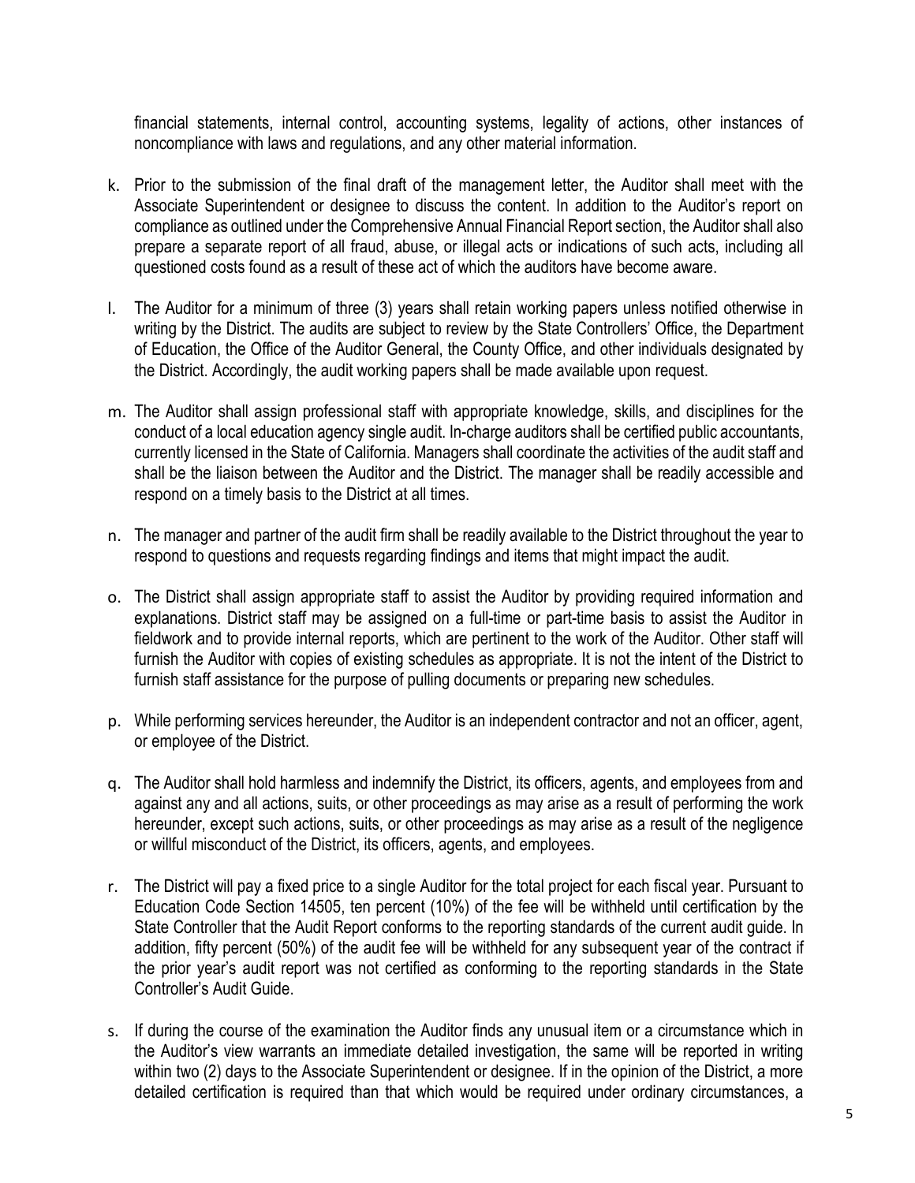financial statements, internal control, accounting systems, legality of actions, other instances of noncompliance with laws and regulations, and any other material information.

k. Prior to the submission of the final draft of the management letter, the Auditor shall meet with the Associate Superintendent or designee to discuss the content. In addition to the Auditor's report on compliance as outlined under the Comprehensive Annual Financial Report section, the Auditor shall also prepare a separate report of all fraud, abuse, or illegal acts or indications of such acts, including all questioned costs found as a result of these act of which the auditors have become aware.

l. The Auditor for a minimum of three (3) years shall retain working papers unless notified otherwise in writing by the District. The audits are subject to review by the State Controllers' Office, the Department of Education, the Office of the Auditor General, the County Office, and other individuals designated by the District. Accordingly, the audit working papers shall be made available upon request.

m. The Auditor shall assign professional staff with appropriate knowledge, skills, and disciplines for the conduct of a local education agency single audit. In-charge auditors shall be certified public accountants, currently licensed in the State of California. Managers shall coordinate the activities of the audit staff and shall be the liaison between the Auditor and the District. The manager shall be readily accessible and respond on a timely basis to the District at all times.

n. The manager and partner of the audit firm shall be readily available to the District throughout the year to respond to questions and requests regarding findings and items that might impact the audit.

o. The District shall assign appropriate staff to assist the Auditor by providing required information and explanations. District staff may be assigned on a full-time or part-time basis to assist the Auditor in fieldwork and to provide internal reports, which are pertinent to the work of the Auditor. Other staff will furnish the Auditor with copies of existing schedules as appropriate. It is not the intent of the District to furnish staff assistance for the purpose of pulling documents or preparing new schedules.

p. While performing services hereunder, the Auditor is an independent contractor and not an officer, agent, or employee of the District.

q. The Auditor shall hold harmless and indemnify the District, its officers, agents, and employees from and against any and all actions, suits, or other proceedings as may arise as a result of performing the work hereunder, except such actions, suits, or other proceedings as may arise as a result of the negligence or willful misconduct of the District, its officers, agents, and employees.

r. The District will pay a fixed price to a single Auditor for the total project for each fiscal year. Pursuant to Education Code Section 14505, ten percent (10%) of the fee will be withheld until certification by the State Controller that the Audit Report conforms to the reporting standards of the current audit guide. In addition, fifty percent (50%) of the audit fee will be withheld for any subsequent year of the contract if the prior year's audit report was not certified as conforming to the reporting standards in the State Controller's Audit Guide.

s. If during the course of the examination the Auditor finds any unusual item or a circumstance which in the Auditor's view warrants an immediate detailed investigation, the same will be reported in writing within two (2) days to the Associate Superintendent or designee. If in the opinion of the District, a more detailed certification is required than that which would be required under ordinary circumstances, a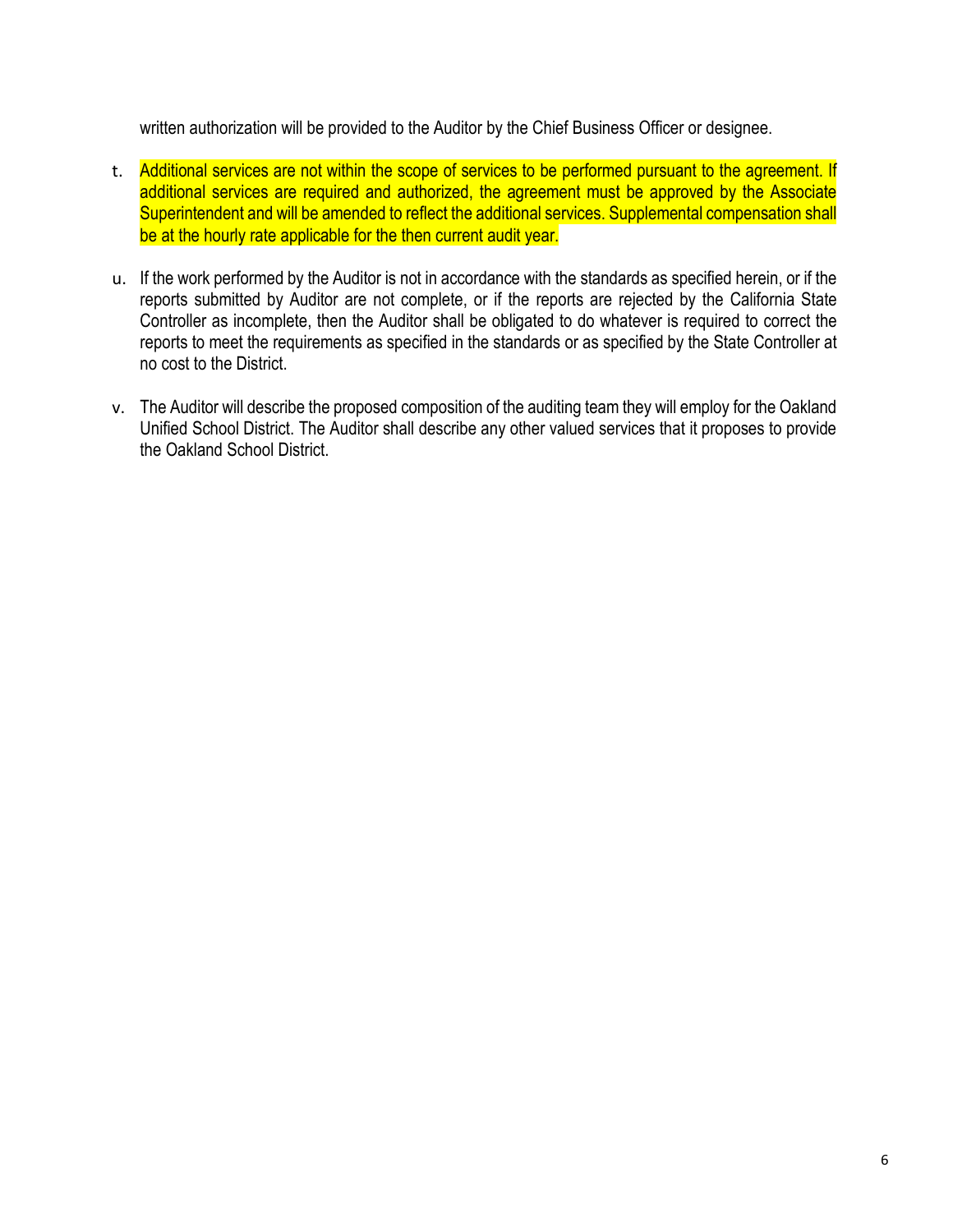written authorization will be provided to the Auditor by the Chief Business Officer or designee.

t. Additional services are not within the scope of services to be performed pursuant to the agreement. If additional services are required and authorized, the agreement must be approved by the Associate Superintendent and will be amended to reflect the additional services. Supplemental compensation shall be at the hourly rate applicable for the then current audit year.

u. If the work performed by the Auditor is not in accordance with the standards as specified herein, or if the reports submitted by Auditor are not complete, or if the reports are rejected by the California State Controller as incomplete, then the Auditor shall be obligated to do whatever is required to correct the reports to meet the requirements as specified in the standards or as specified by the State Controller at no cost to the District.

v. The Auditor will describe the proposed composition of the auditing team they will employ for the Oakland Unified School District. The Auditor shall describe any other valued services that it proposes to provide the Oakland School District.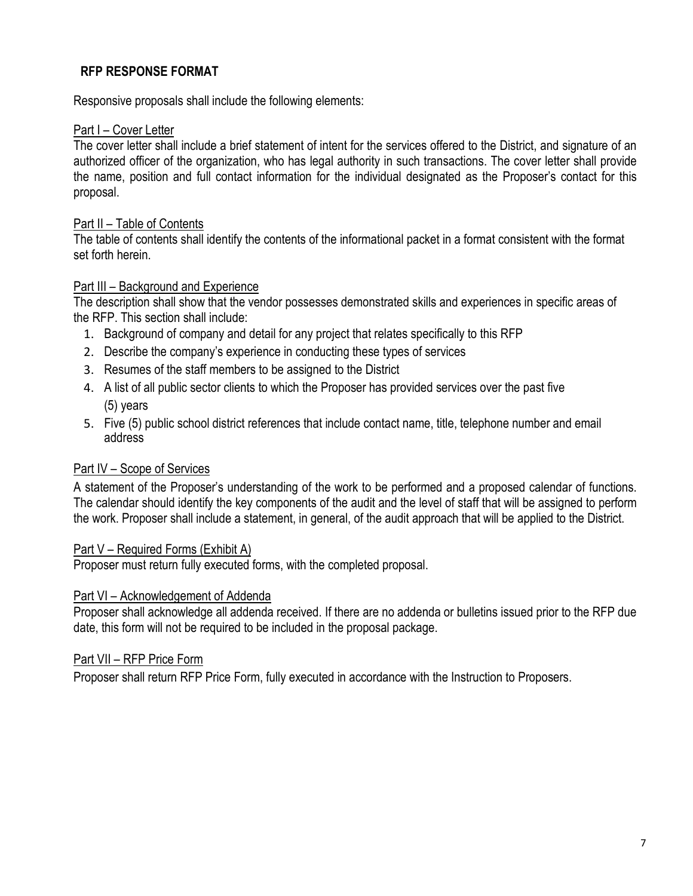## RFP RESPONSE FORMAT

Responsive proposals shall include the following elements:

<u>Part I – Cover Letter</u>

The cover letter shall include a brief statement of intent for the services offered to the District, and signature of an authorized officer of the organization, who has legal authority in such transactions. The cover letter shall provide the name, position and full contact information for the individual designated as the Proposer's contact for this proposal.

<u>Part II – Table of Contents</u>

The table of contents shall identify the contents of the informational packet in a format consistent with the format set forth herein.

<u>Part III – Background and Experience</u>

The description shall show that the vendor possesses demonstrated skills and experiences in specific areas of the RFP. This section shall include:

1. Background of company and detail for any project that relates specifically to this RFP
2. Describe the company's experience in conducting these types of services
3. Resumes of the staff members to be assigned to the District
4. A list of all public sector clients to which the Proposer has provided services over the past five (5) years
5. Five (5) public school district references that include contact name, title, telephone number and email address

<u>Part IV – Scope of Services</u>

A statement of the Proposer's understanding of the work to be performed and a proposed calendar of functions. The calendar should identify the key components of the audit and the level of staff that will be assigned to perform the work. Proposer shall include a statement, in general, of the audit approach that will be applied to the District.

<u>Part V – Required Forms (Exhibit A)</u>

Proposer must return fully executed forms, with the completed proposal.

<u>Part VI – Acknowledgement of Addenda</u>

Proposer shall acknowledge all addenda received. If there are no addenda or bulletins issued prior to the RFP due date, this form will not be required to be included in the proposal package.

<u>Part VII – RFP Price Form</u>

Proposer shall return RFP Price Form, fully executed in accordance with the Instruction to Proposers.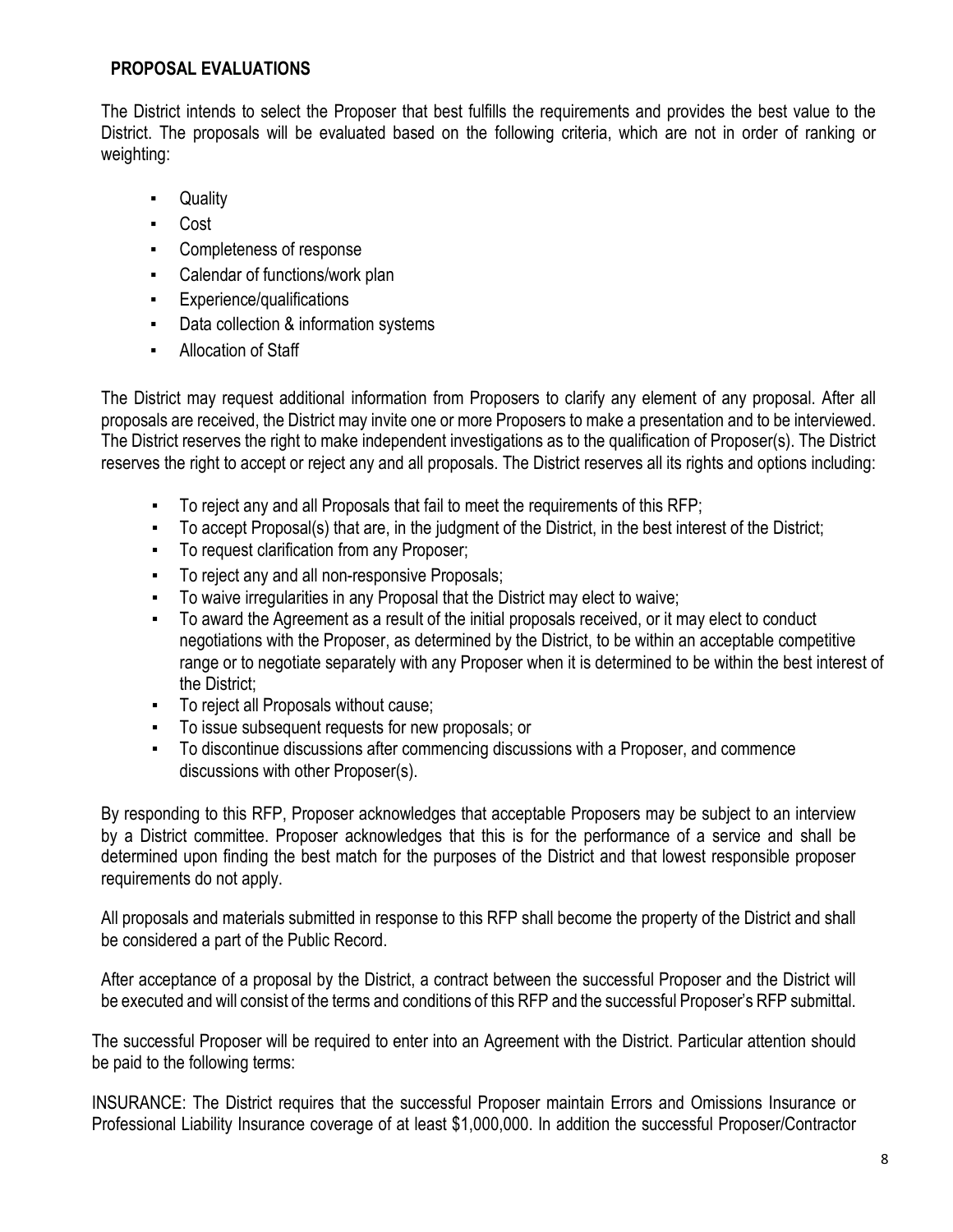## PROPOSAL EVALUATIONS

The District intends to select the Proposer that best fulfills the requirements and provides the best value to the District. The proposals will be evaluated based on the following criteria, which are not in order of ranking or weighting:

- Quality
- Cost
- Completeness of response
- Calendar of functions/work plan
- Experience/qualifications
- Data collection & information systems
- Allocation of Staff

The District may request additional information from Proposers to clarify any element of any proposal. After all proposals are received, the District may invite one or more Proposers to make a presentation and to be interviewed. The District reserves the right to make independent investigations as to the qualification of Proposer(s). The District reserves the right to accept or reject any and all proposals. The District reserves all its rights and options including:

- To reject any and all Proposals that fail to meet the requirements of this RFP;
- To accept Proposal(s) that are, in the judgment of the District, in the best interest of the District;
- To request clarification from any Proposer;
- To reject any and all non-responsive Proposals;
- To waive irregularities in any Proposal that the District may elect to waive;
- To award the Agreement as a result of the initial proposals received, or it may elect to conduct negotiations with the Proposer, as determined by the District, to be within an acceptable competitive range or to negotiate separately with any Proposer when it is determined to be within the best interest of the District;
- To reject all Proposals without cause;
- To issue subsequent requests for new proposals; or
- To discontinue discussions after commencing discussions with a Proposer, and commence discussions with other Proposer(s).

By responding to this RFP, Proposer acknowledges that acceptable Proposers may be subject to an interview by a District committee. Proposer acknowledges that this is for the performance of a service and shall be determined upon finding the best match for the purposes of the District and that lowest responsible proposer requirements do not apply.

All proposals and materials submitted in response to this RFP shall become the property of the District and shall be considered a part of the Public Record.

After acceptance of a proposal by the District, a contract between the successful Proposer and the District will be executed and will consist of the terms and conditions of this RFP and the successful Proposer's RFP submittal.

The successful Proposer will be required to enter into an Agreement with the District. Particular attention should be paid to the following terms:

INSURANCE: The District requires that the successful Proposer maintain Errors and Omissions Insurance or Professional Liability Insurance coverage of at least $1,000,000. In addition the successful Proposer/Contractor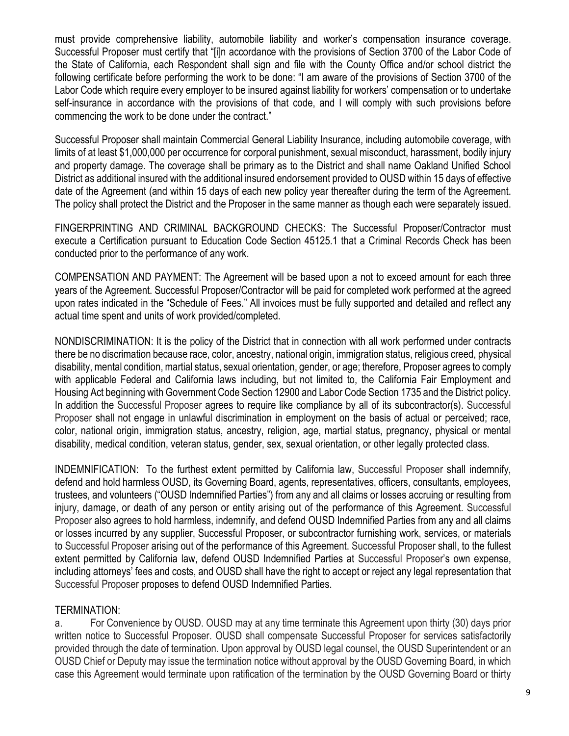must provide comprehensive liability, automobile liability and worker's compensation insurance coverage. Successful Proposer must certify that "[i]n accordance with the provisions of Section 3700 of the Labor Code of the State of California, each Respondent shall sign and file with the County Office and/or school district the following certificate before performing the work to be done: "I am aware of the provisions of Section 3700 of the Labor Code which require every employer to be insured against liability for workers' compensation or to undertake self-insurance in accordance with the provisions of that code, and I will comply with such provisions before commencing the work to be done under the contract."

Successful Proposer shall maintain Commercial General Liability Insurance, including automobile coverage, with limits of at least $1,000,000 per occurrence for corporal punishment, sexual misconduct, harassment, bodily injury and property damage. The coverage shall be primary as to the District and shall name Oakland Unified School District as additional insured with the additional insured endorsement provided to OUSD within 15 days of effective date of the Agreement (and within 15 days of each new policy year thereafter during the term of the Agreement. The policy shall protect the District and the Proposer in the same manner as though each were separately issued.

FINGERPRINTING AND CRIMINAL BACKGROUND CHECKS: The Successful Proposer/Contractor must execute a Certification pursuant to Education Code Section 45125.1 that a Criminal Records Check has been conducted prior to the performance of any work.

COMPENSATION AND PAYMENT: The Agreement will be based upon a not to exceed amount for each three years of the Agreement. Successful Proposer/Contractor will be paid for completed work performed at the agreed upon rates indicated in the "Schedule of Fees." All invoices must be fully supported and detailed and reflect any actual time spent and units of work provided/completed.

NONDISCRIMINATION: It is the policy of the District that in connection with all work performed under contracts there be no discrimation because race, color, ancestry, national origin, immigration status, religious creed, physical disability, mental condition, martial status, sexual orientation, gender, or age; therefore, Proposer agrees to comply with applicable Federal and California laws including, but not limited to, the California Fair Employment and Housing Act beginning with Government Code Section 12900 and Labor Code Section 1735 and the District policy. In addition the Successful Proposer agrees to require like compliance by all of its subcontractor(s). Successful Proposer shall not engage in unlawful discrimination in employment on the basis of actual or perceived; race, color, national origin, immigration status, ancestry, religion, age, martial status, pregnancy, physical or mental disability, medical condition, veteran status, gender, sex, sexual orientation, or other legally protected class.

INDEMNIFICATION: To the furthest extent permitted by California law, Successful Proposer shall indemnify, defend and hold harmless OUSD, its Governing Board, agents, representatives, officers, consultants, employees, trustees, and volunteers ("OUSD Indemnified Parties") from any and all claims or losses accruing or resulting from injury, damage, or death of any person or entity arising out of the performance of this Agreement. Successful Proposer also agrees to hold harmless, indemnify, and defend OUSD Indemnified Parties from any and all claims or losses incurred by any supplier, Successful Proposer, or subcontractor furnishing work, services, or materials to Successful Proposer arising out of the performance of this Agreement. Successful Proposer shall, to the fullest extent permitted by California law, defend OUSD Indemnified Parties at Successful Proposer's own expense, including attorneys' fees and costs, and OUSD shall have the right to accept or reject any legal representation that Successful Proposer proposes to defend OUSD Indemnified Parties.

TERMINATION:

a. For Convenience by OUSD. OUSD may at any time terminate this Agreement upon thirty (30) days prior written notice to Successful Proposer. OUSD shall compensate Successful Proposer for services satisfactorily provided through the date of termination. Upon approval by OUSD legal counsel, the OUSD Superintendent or an OUSD Chief or Deputy may issue the termination notice without approval by the OUSD Governing Board, in which case this Agreement would terminate upon ratification of the termination by the OUSD Governing Board or thirty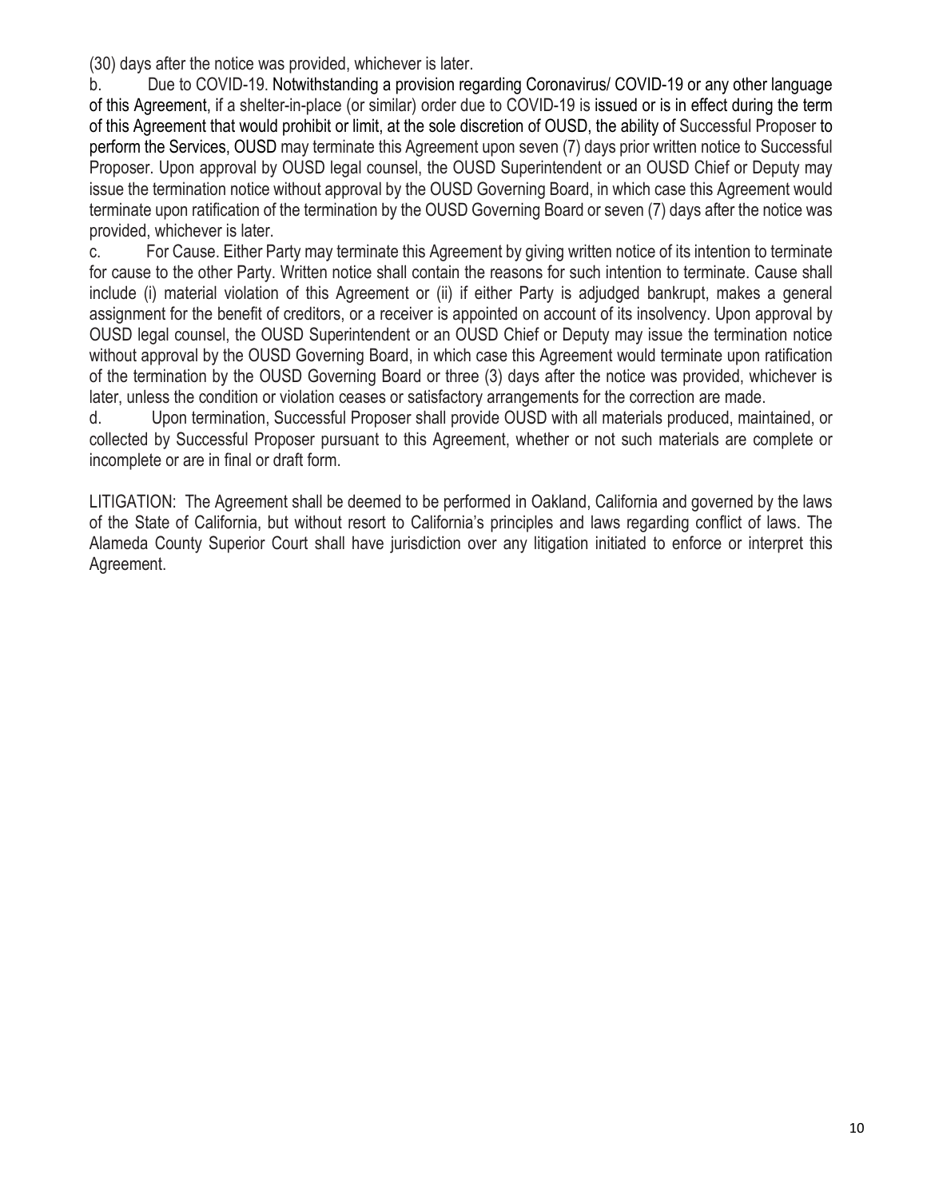(30) days after the notice was provided, whichever is later.

b. Due to COVID-19. Notwithstanding a provision regarding Coronavirus/ COVID-19 or any other language of this Agreement, if a shelter-in-place (or similar) order due to COVID-19 is issued or is in effect during the term of this Agreement that would prohibit or limit, at the sole discretion of OUSD, the ability of Successful Proposer to perform the Services, OUSD may terminate this Agreement upon seven (7) days prior written notice to Successful Proposer. Upon approval by OUSD legal counsel, the OUSD Superintendent or an OUSD Chief or Deputy may issue the termination notice without approval by the OUSD Governing Board, in which case this Agreement would terminate upon ratification of the termination by the OUSD Governing Board or seven (7) days after the notice was provided, whichever is later.

c. For Cause. Either Party may terminate this Agreement by giving written notice of its intention to terminate for cause to the other Party. Written notice shall contain the reasons for such intention to terminate. Cause shall include (i) material violation of this Agreement or (ii) if either Party is adjudged bankrupt, makes a general assignment for the benefit of creditors, or a receiver is appointed on account of its insolvency. Upon approval by OUSD legal counsel, the OUSD Superintendent or an OUSD Chief or Deputy may issue the termination notice without approval by the OUSD Governing Board, in which case this Agreement would terminate upon ratification of the termination by the OUSD Governing Board or three (3) days after the notice was provided, whichever is later, unless the condition or violation ceases or satisfactory arrangements for the correction are made.

d. Upon termination, Successful Proposer shall provide OUSD with all materials produced, maintained, or collected by Successful Proposer pursuant to this Agreement, whether or not such materials are complete or incomplete or are in final or draft form.

LITIGATION: The Agreement shall be deemed to be performed in Oakland, California and governed by the laws of the State of California, but without resort to California's principles and laws regarding conflict of laws. The Alameda County Superior Court shall have jurisdiction over any litigation initiated to enforce or interpret this Agreement.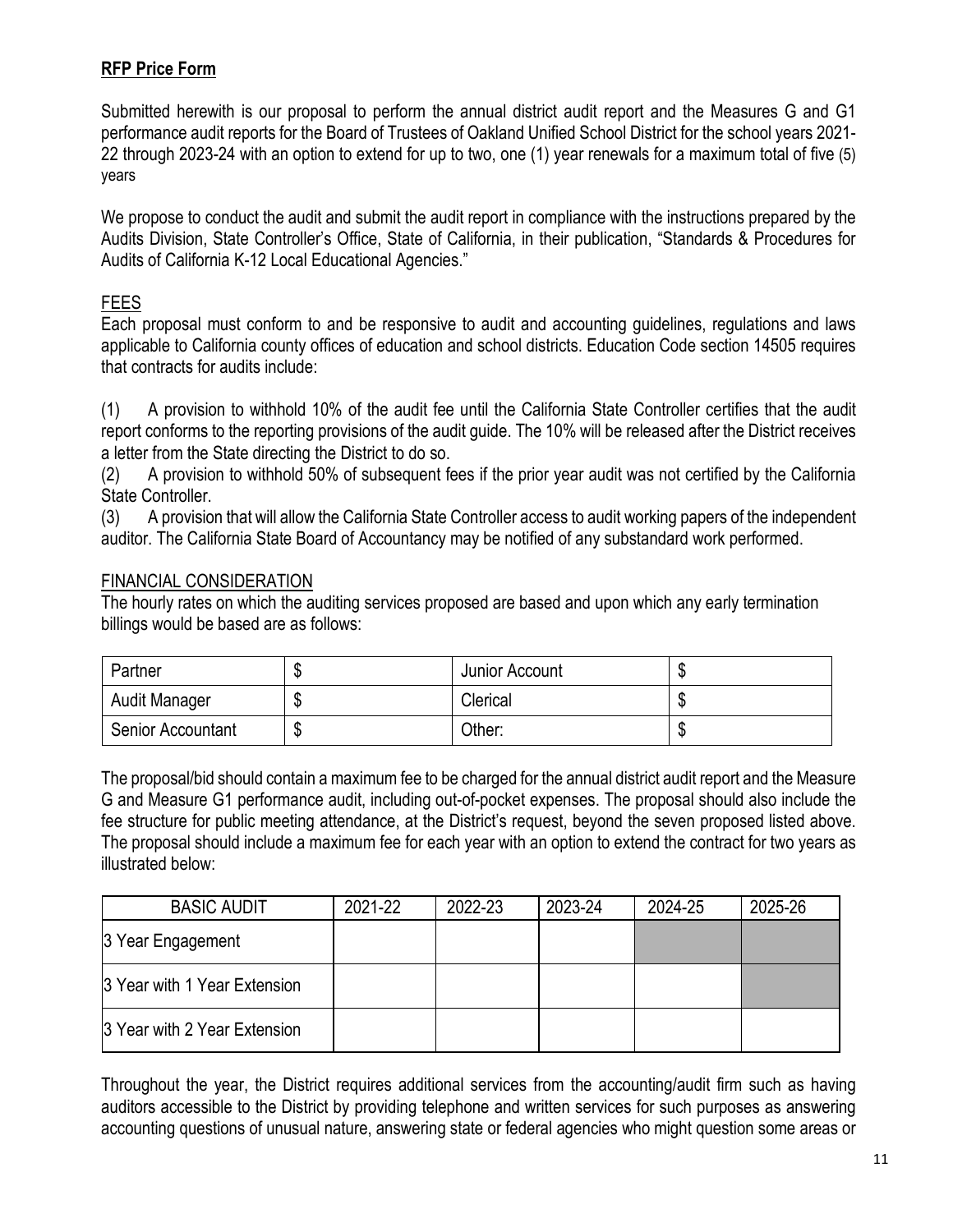**RFP Price Form**

Submitted herewith is our proposal to perform the annual district audit report and the Measures G and G1 performance audit reports for the Board of Trustees of Oakland Unified School District for the school years 2021-22 through 2023-24 with an option to extend for up to two, one (1) year renewals for a maximum total of five (5) years

We propose to conduct the audit and submit the audit report in compliance with the instructions prepared by the Audits Division, State Controller's Office, State of California, in their publication, "Standards & Procedures for Audits of California K-12 Local Educational Agencies."

FEES

Each proposal must conform to and be responsive to audit and accounting guidelines, regulations and laws applicable to California county offices of education and school districts. Education Code section 14505 requires that contracts for audits include:

(1) A provision to withhold 10% of the audit fee until the California State Controller certifies that the audit report conforms to the reporting provisions of the audit guide. The 10% will be released after the District receives a letter from the State directing the District to do so.

(2) A provision to withhold 50% of subsequent fees if the prior year audit was not certified by the California State Controller.

(3) A provision that will allow the California State Controller access to audit working papers of the independent auditor. The California State Board of Accountancy may be notified of any substandard work performed.

FINANCIAL CONSIDERATION

The hourly rates on which the auditing services proposed are based and upon which any early termination billings would be based are as follows:

| Partner | $ | Junior Account | $ |
|---|---|---|---|
| Audit Manager | $ | Clerical | $ |
| Senior Accountant | $ | Other: | $ |

The proposal/bid should contain a maximum fee to be charged for the annual district audit report and the Measure G and Measure G1 performance audit, including out-of-pocket expenses. The proposal should also include the fee structure for public meeting attendance, at the District's request, beyond the seven proposed listed above. The proposal should include a maximum fee for each year with an option to extend the contract for two years as illustrated below:

| BASIC AUDIT | 2021-22 | 2022-23 | 2023-24 | 2024-25 | 2025-26 |
|---|---|---|---|---|---|
| 3 Year Engagement | | | | | |
| 3 Year with 1 Year Extension | | | | | |
| 3 Year with 2 Year Extension | | | | | |

Throughout the year, the District requires additional services from the accounting/audit firm such as having auditors accessible to the District by providing telephone and written services for such purposes as answering accounting questions of unusual nature, answering state or federal agencies who might question some areas or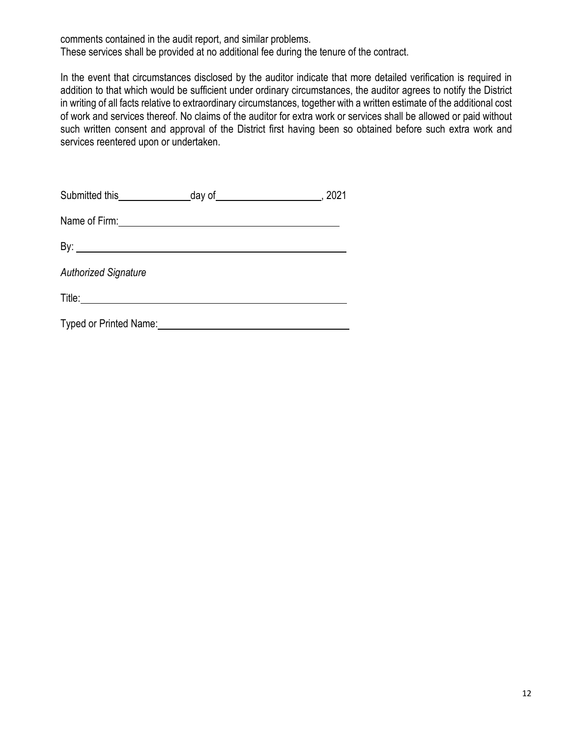comments contained in the audit report, and similar problems.
These services shall be provided at no additional fee during the tenure of the contract.

In the event that circumstances disclosed by the auditor indicate that more detailed verification is required in addition to that which would be sufficient under ordinary circumstances, the auditor agrees to notify the District in writing of all facts relative to extraordinary circumstances, together with a written estimate of the additional cost of work and services thereof. No claims of the auditor for extra work or services shall be allowed or paid without such written consent and approval of the District first having been so obtained before such extra work and services reentered upon or undertaken.

Submitted this ______________ day of ____________________, 2021

Name of Firm: ________________________________________

By: ________________________________________________

*Authorized Signature*

Title: ______________________________________________

Typed or Printed Name: _________________________________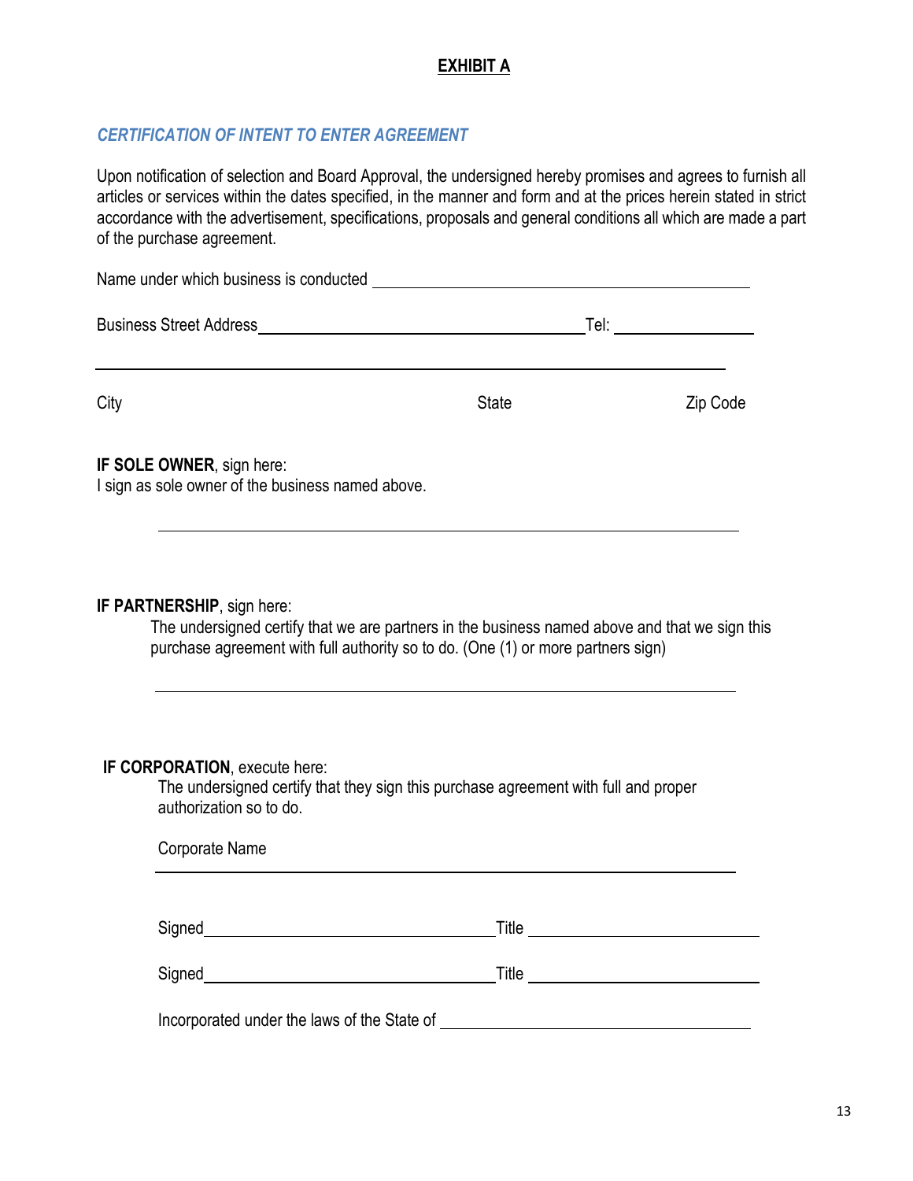**EXHIBIT A**

### *CERTIFICATION OF INTENT TO ENTER AGREEMENT*

Upon notification of selection and Board Approval, the undersigned hereby promises and agrees to furnish all articles or services within the dates specified, in the manner and form and at the prices herein stated in strict accordance with the advertisement, specifications, proposals and general conditions all which are made a part of the purchase agreement.

Name under which business is conducted ______________________________________________

Business Street Address ________________________________________ Tel: ________________

______________________________________________________________________________

City State Zip Code

**IF SOLE OWNER**, sign here:
I sign as sole owner of the business named above.

______________________________________________________________________________

**IF PARTNERSHIP**, sign here:
The undersigned certify that we are partners in the business named above and that we sign this purchase agreement with full authority so to do. (One (1) or more partners sign)

______________________________________________________________________________

**IF CORPORATION**, execute here:
The undersigned certify that they sign this purchase agreement with full and proper authorization so to do.

Corporate Name

______________________________________________________________________________

Signed ____________________________________ Title ____________________________

Signed ____________________________________ Title ____________________________

Incorporated under the laws of the State of ______________________________________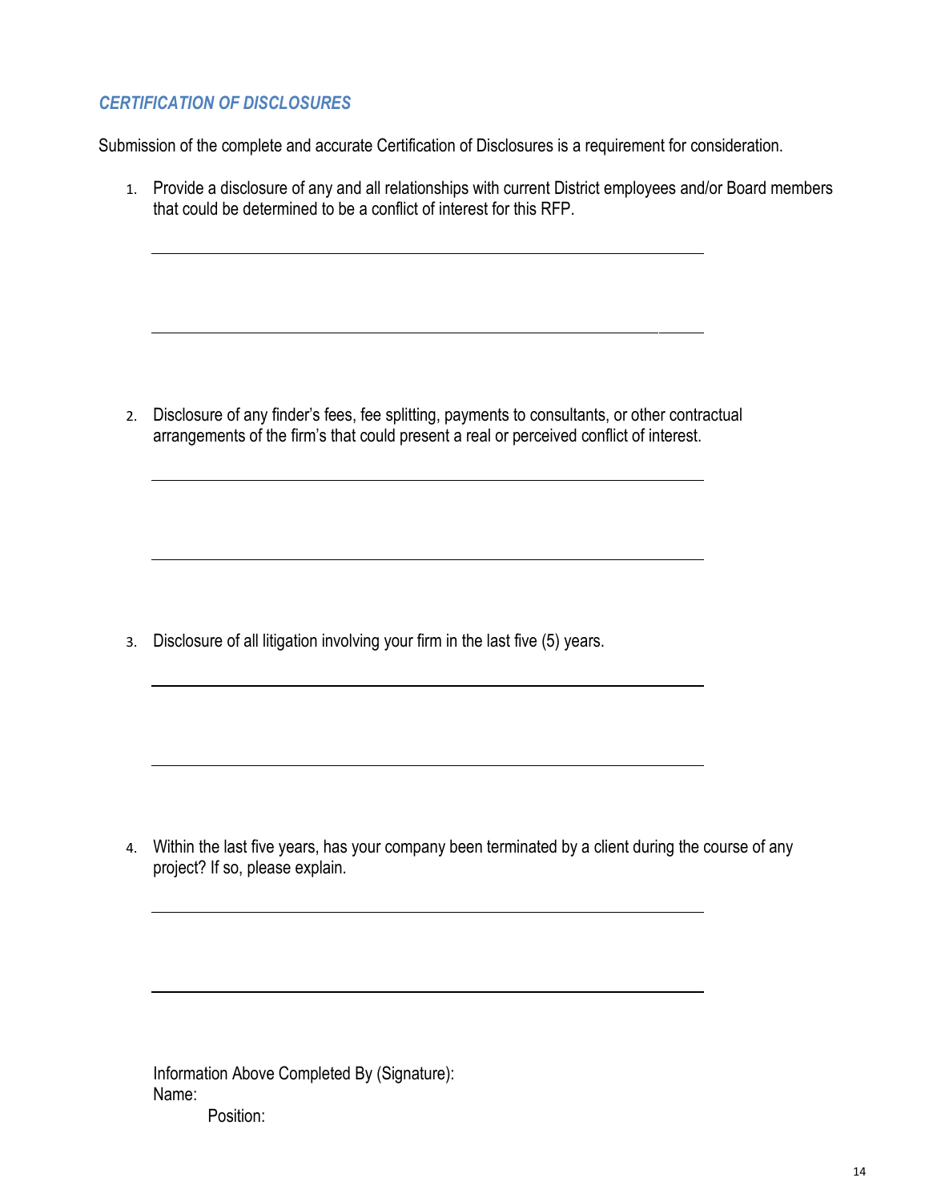### *CERTIFICATION OF DISCLOSURES*

Submission of the complete and accurate Certification of Disclosures is a requirement for consideration.

1. Provide a disclosure of any and all relationships with current District employees and/or Board members that could be determined to be a conflict of interest for this RFP.

   \_\_\_\_\_\_\_\_\_\_\_\_\_\_\_\_\_\_\_\_\_\_\_\_\_\_\_\_\_\_\_\_\_\_\_\_\_\_\_\_\_\_\_\_\_\_\_\_\_\_\_\_\_\_\_\_\_\_\_\_

   \_\_\_\_\_\_\_\_\_\_\_\_\_\_\_\_\_\_\_\_\_\_\_\_\_\_\_\_\_\_\_\_\_\_\_\_\_\_\_\_\_\_\_\_\_\_\_\_\_\_\_\_\_\_\_\_\_\_\_\_

2. Disclosure of any finder's fees, fee splitting, payments to consultants, or other contractual arrangements of the firm's that could present a real or perceived conflict of interest.

   \_\_\_\_\_\_\_\_\_\_\_\_\_\_\_\_\_\_\_\_\_\_\_\_\_\_\_\_\_\_\_\_\_\_\_\_\_\_\_\_\_\_\_\_\_\_\_\_\_\_\_\_\_\_\_\_\_\_\_\_

   \_\_\_\_\_\_\_\_\_\_\_\_\_\_\_\_\_\_\_\_\_\_\_\_\_\_\_\_\_\_\_\_\_\_\_\_\_\_\_\_\_\_\_\_\_\_\_\_\_\_\_\_\_\_\_\_\_\_\_\_

3. Disclosure of all litigation involving your firm in the last five (5) years.

   \_\_\_\_\_\_\_\_\_\_\_\_\_\_\_\_\_\_\_\_\_\_\_\_\_\_\_\_\_\_\_\_\_\_\_\_\_\_\_\_\_\_\_\_\_\_\_\_\_\_\_\_\_\_\_\_\_\_\_\_

   \_\_\_\_\_\_\_\_\_\_\_\_\_\_\_\_\_\_\_\_\_\_\_\_\_\_\_\_\_\_\_\_\_\_\_\_\_\_\_\_\_\_\_\_\_\_\_\_\_\_\_\_\_\_\_\_\_\_\_\_

4. Within the last five years, has your company been terminated by a client during the course of any project? If so, please explain.

   \_\_\_\_\_\_\_\_\_\_\_\_\_\_\_\_\_\_\_\_\_\_\_\_\_\_\_\_\_\_\_\_\_\_\_\_\_\_\_\_\_\_\_\_\_\_\_\_\_\_\_\_\_\_\_\_\_\_\_\_

   \_\_\_\_\_\_\_\_\_\_\_\_\_\_\_\_\_\_\_\_\_\_\_\_\_\_\_\_\_\_\_\_\_\_\_\_\_\_\_\_\_\_\_\_\_\_\_\_\_\_\_\_\_\_\_\_\_\_\_\_

Information Above Completed By (Signature):  
Name:  
Position: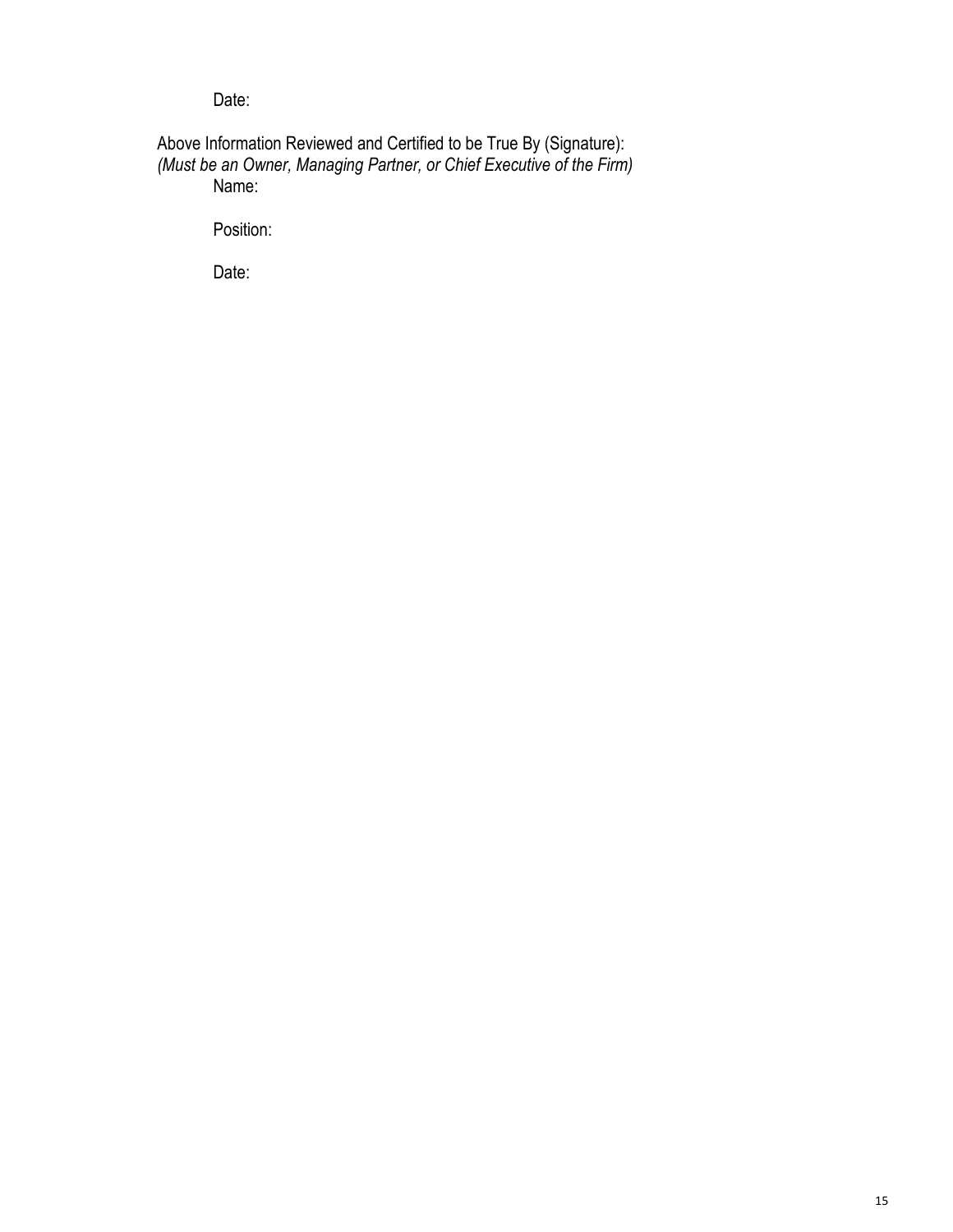Date:

Above Information Reviewed and Certified to be True By (Signature):
*(Must be an Owner, Managing Partner, or Chief Executive of the Firm)*

Name:

Position:

Date: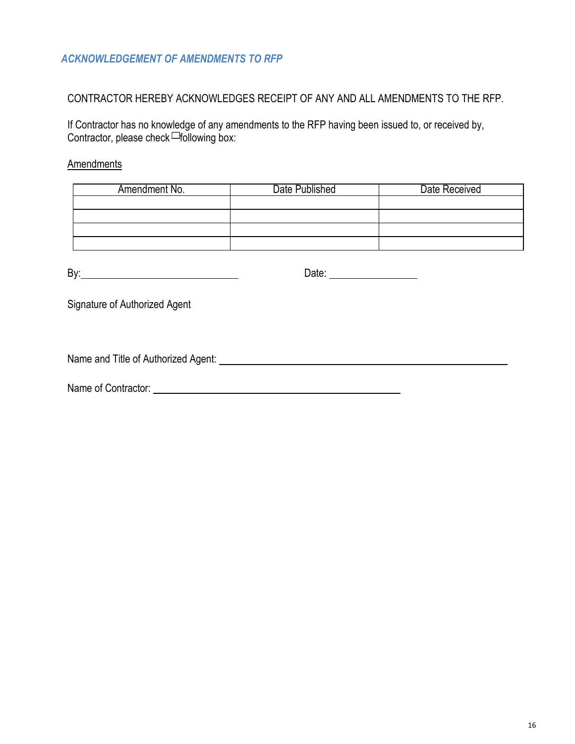### *ACKNOWLEDGEMENT OF AMENDMENTS TO RFP*

CONTRACTOR HEREBY ACKNOWLEDGES RECEIPT OF ANY AND ALL AMENDMENTS TO THE RFP.

If Contractor has no knowledge of any amendments to the RFP having been issued to, or received by, Contractor, please check ☐ following box:

<u>Amendments</u>

| Amendment No. | Date Published | Date Received |
|---|---|---|
| | | |
| | | |
| | | |
| | | |

By: \_\_\_\_\_\_\_\_\_\_\_\_\_\_\_\_\_\_\_\_\_\_\_\_\_\_\_\_\_\_ Date: \_\_\_\_\_\_\_\_\_\_\_\_\_\_\_\_\_

Signature of Authorized Agent

Name and Title of Authorized Agent: \_\_\_\_\_\_\_\_\_\_\_\_\_\_\_\_\_\_\_\_\_\_\_\_\_\_\_\_\_\_\_\_\_\_\_\_\_\_\_\_\_\_\_\_\_\_\_\_\_\_\_\_\_\_

Name of Contractor: \_\_\_\_\_\_\_\_\_\_\_\_\_\_\_\_\_\_\_\_\_\_\_\_\_\_\_\_\_\_\_\_\_\_\_\_\_\_\_\_\_\_\_\_\_\_\_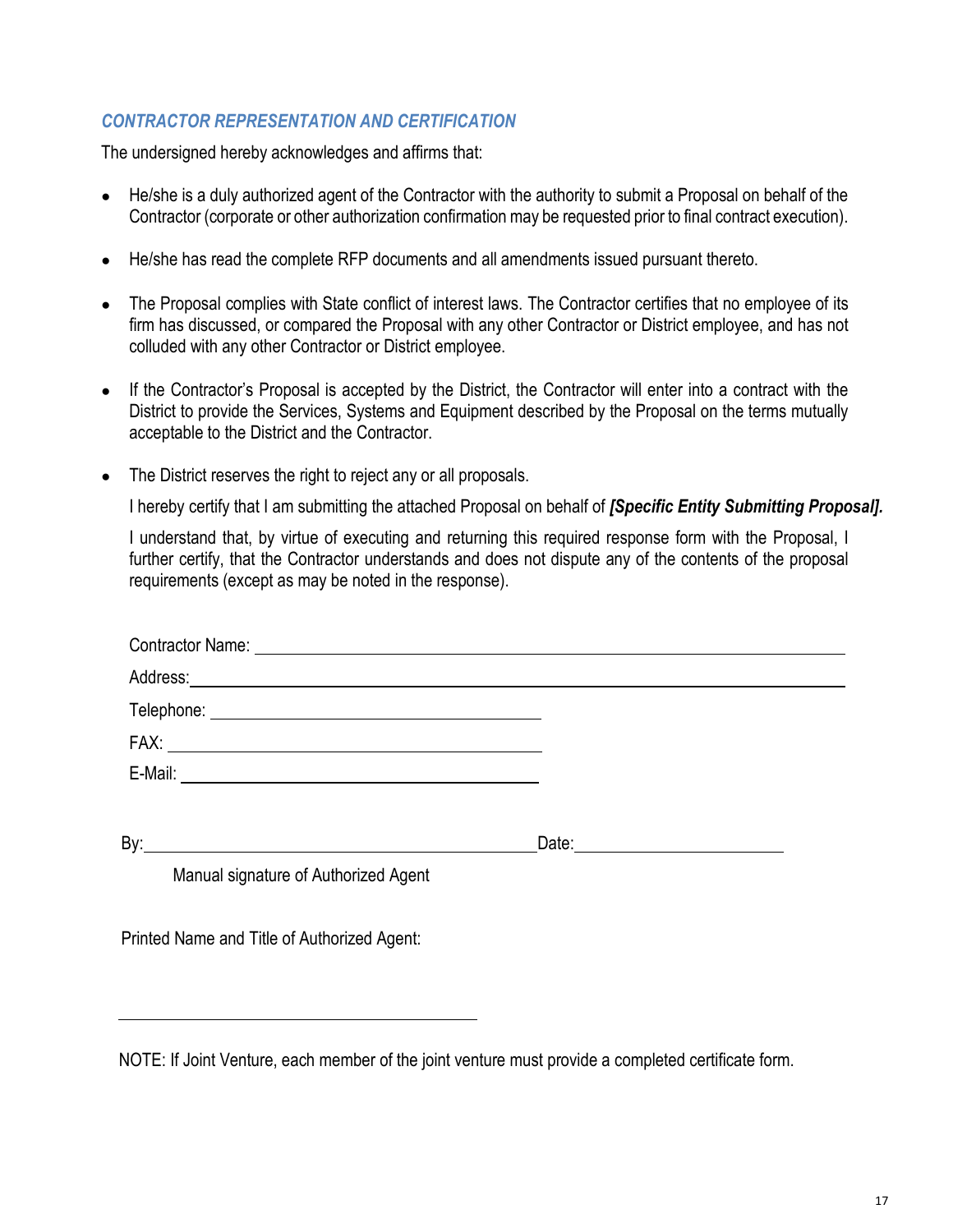### *CONTRACTOR REPRESENTATION AND CERTIFICATION*

The undersigned hereby acknowledges and affirms that:

- He/she is a duly authorized agent of the Contractor with the authority to submit a Proposal on behalf of the Contractor (corporate or other authorization confirmation may be requested prior to final contract execution).

- He/she has read the complete RFP documents and all amendments issued pursuant thereto.

- The Proposal complies with State conflict of interest laws. The Contractor certifies that no employee of its firm has discussed, or compared the Proposal with any other Contractor or District employee, and has not colluded with any other Contractor or District employee.

- If the Contractor's Proposal is accepted by the District, the Contractor will enter into a contract with the District to provide the Services, Systems and Equipment described by the Proposal on the terms mutually acceptable to the District and the Contractor.

- The District reserves the right to reject any or all proposals.

  I hereby certify that I am submitting the attached Proposal on behalf of ***[Specific Entity Submitting Proposal].***

  I understand that, by virtue of executing and returning this required response form with the Proposal, I further certify, that the Contractor understands and does not dispute any of the contents of the proposal requirements (except as may be noted in the response).

Contractor Name: ______________________________________________

Address: ______________________________________________

Telephone: ______________________________

FAX: ______________________________

E-Mail: ______________________________

By: ______________________________ Date: ____________________

Manual signature of Authorized Agent

Printed Name and Title of Authorized Agent:

______________________________

NOTE: If Joint Venture, each member of the joint venture must provide a completed certificate form.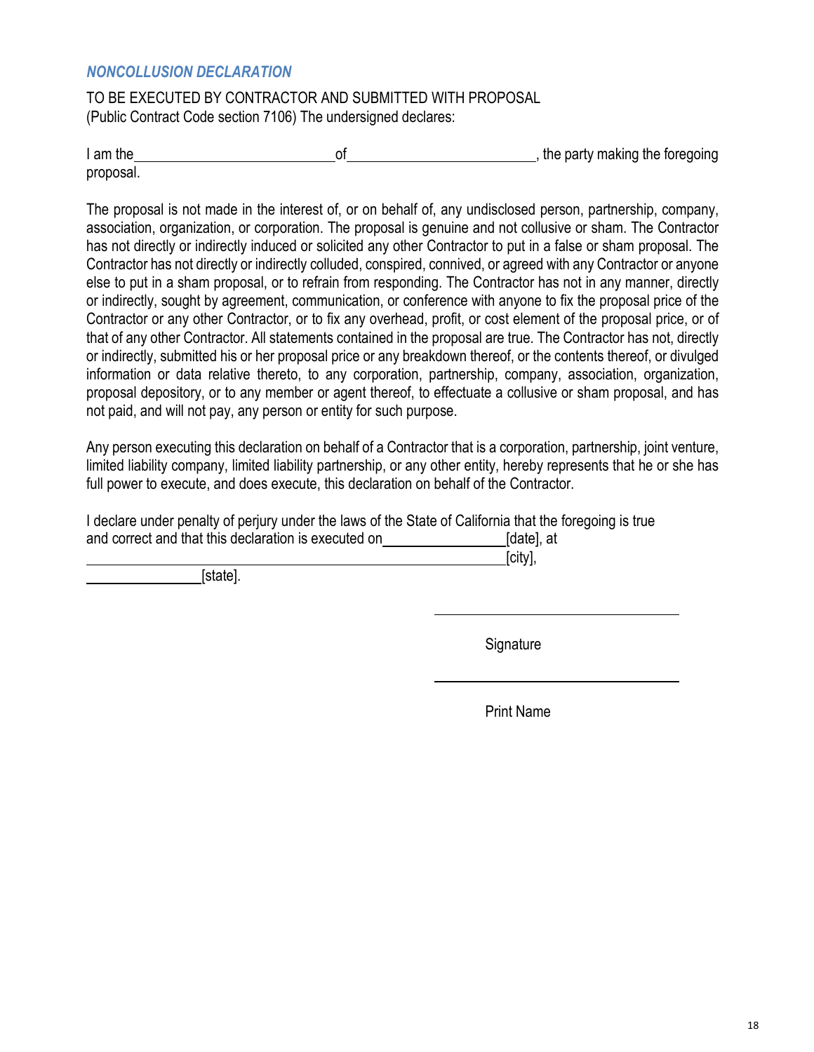### *NONCOLLUSION DECLARATION*

TO BE EXECUTED BY CONTRACTOR AND SUBMITTED WITH PROPOSAL
(Public Contract Code section 7106) The undersigned declares:

I am the \_\_\_\_\_\_\_\_\_\_\_\_\_\_\_\_\_\_\_\_\_\_\_\_\_\_ of \_\_\_\_\_\_\_\_\_\_\_\_\_\_\_\_\_\_\_\_\_\_\_\_\_\_, the party making the foregoing proposal.

The proposal is not made in the interest of, or on behalf of, any undisclosed person, partnership, company, association, organization, or corporation. The proposal is genuine and not collusive or sham. The Contractor has not directly or indirectly induced or solicited any other Contractor to put in a false or sham proposal. The Contractor has not directly or indirectly colluded, conspired, connived, or agreed with any Contractor or anyone else to put in a sham proposal, or to refrain from responding. The Contractor has not in any manner, directly or indirectly, sought by agreement, communication, or conference with anyone to fix the proposal price of the Contractor or any other Contractor, or to fix any overhead, profit, or cost element of the proposal price, or of that of any other Contractor. All statements contained in the proposal are true. The Contractor has not, directly or indirectly, submitted his or her proposal price or any breakdown thereof, or the contents thereof, or divulged information or data relative thereto, to any corporation, partnership, company, association, organization, proposal depository, or to any member or agent thereof, to effectuate a collusive or sham proposal, and has not paid, and will not pay, any person or entity for such purpose.

Any person executing this declaration on behalf of a Contractor that is a corporation, partnership, joint venture, limited liability company, limited liability partnership, or any other entity, hereby represents that he or she has full power to execute, and does execute, this declaration on behalf of the Contractor.

I declare under penalty of perjury under the laws of the State of California that the foregoing is true and correct and that this declaration is executed on \_\_\_\_\_\_\_\_\_\_\_\_\_\_\_\_ [date], at \_\_\_\_\_\_\_\_\_\_\_\_\_\_\_\_\_\_\_\_\_\_\_\_\_\_\_\_\_\_\_\_\_\_\_\_\_\_\_\_\_\_\_\_\_\_\_\_\_\_\_\_ [city], \_\_\_\_\_\_\_\_\_\_\_\_\_\_\_\_ [state].

\_\_\_\_\_\_\_\_\_\_\_\_\_\_\_\_\_\_\_\_\_\_\_\_\_\_\_\_\_\_\_\_\_\_\_\_

Signature

\_\_\_\_\_\_\_\_\_\_\_\_\_\_\_\_\_\_\_\_\_\_\_\_\_\_\_\_\_\_\_\_\_\_\_\_

Print Name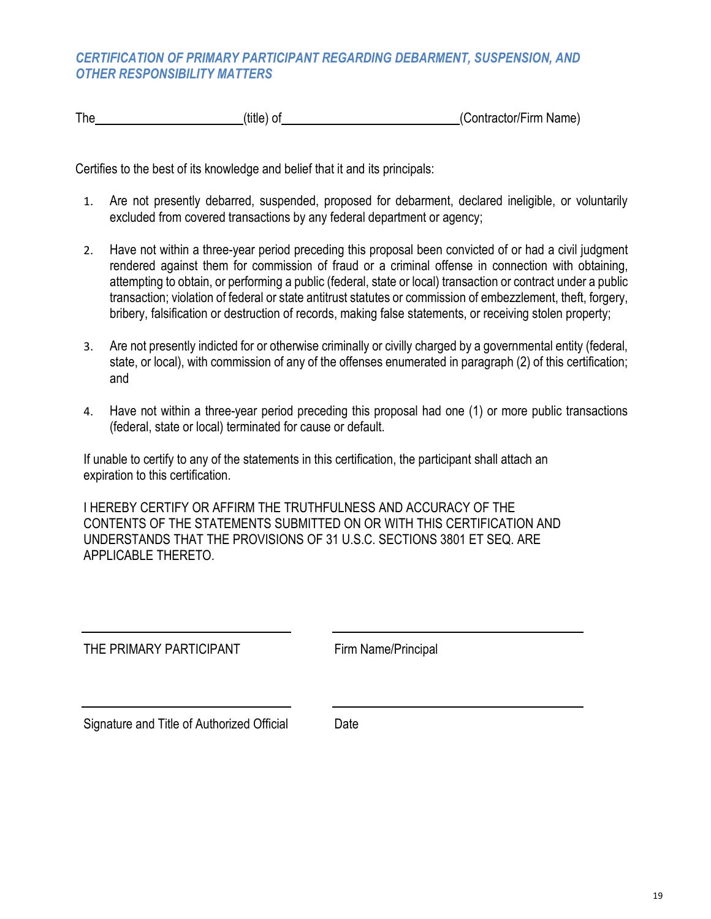### *CERTIFICATION OF PRIMARY PARTICIPANT REGARDING DEBARMENT, SUSPENSION, AND OTHER RESPONSIBILITY MATTERS*

The \_\_\_\_\_\_\_\_\_\_\_\_\_\_\_\_\_\_\_\_\_\_\_\_ (title) of \_\_\_\_\_\_\_\_\_\_\_\_\_\_\_\_\_\_\_\_\_\_\_\_\_\_\_\_ (Contractor/Firm Name)

Certifies to the best of its knowledge and belief that it and its principals:

1. Are not presently debarred, suspended, proposed for debarment, declared ineligible, or voluntarily excluded from covered transactions by any federal department or agency;

2. Have not within a three-year period preceding this proposal been convicted of or had a civil judgment rendered against them for commission of fraud or a criminal offense in connection with obtaining, attempting to obtain, or performing a public (federal, state or local) transaction or contract under a public transaction; violation of federal or state antitrust statutes or commission of embezzlement, theft, forgery, bribery, falsification or destruction of records, making false statements, or receiving stolen property;

3. Are not presently indicted for or otherwise criminally or civilly charged by a governmental entity (federal, state, or local), with commission of any of the offenses enumerated in paragraph (2) of this certification; and

4. Have not within a three-year period preceding this proposal had one (1) or more public transactions (federal, state or local) terminated for cause or default.

If unable to certify to any of the statements in this certification, the participant shall attach an expiration to this certification.

I HEREBY CERTIFY OR AFFIRM THE TRUTHFULNESS AND ACCURACY OF THE CONTENTS OF THE STATEMENTS SUBMITTED ON OR WITH THIS CERTIFICATION AND UNDERSTANDS THAT THE PROVISIONS OF 31 U.S.C. SECTIONS 3801 ET SEQ. ARE APPLICABLE THERETO.

\_\_\_\_\_\_\_\_\_\_\_\_\_\_\_\_\_\_\_\_\_\_\_\_\_\_\_\_\_\_\_\_\_\_\_\_

THE PRIMARY PARTICIPANT

\_\_\_\_\_\_\_\_\_\_\_\_\_\_\_\_\_\_\_\_\_\_\_\_\_\_\_\_\_\_\_\_\_\_\_\_

Firm Name/Principal

\_\_\_\_\_\_\_\_\_\_\_\_\_\_\_\_\_\_\_\_\_\_\_\_\_\_\_\_\_\_\_\_\_\_\_\_

Signature and Title of Authorized Official

\_\_\_\_\_\_\_\_\_\_\_\_\_\_\_\_\_\_\_\_\_\_\_\_\_\_\_\_\_\_\_\_\_\_\_\_

Date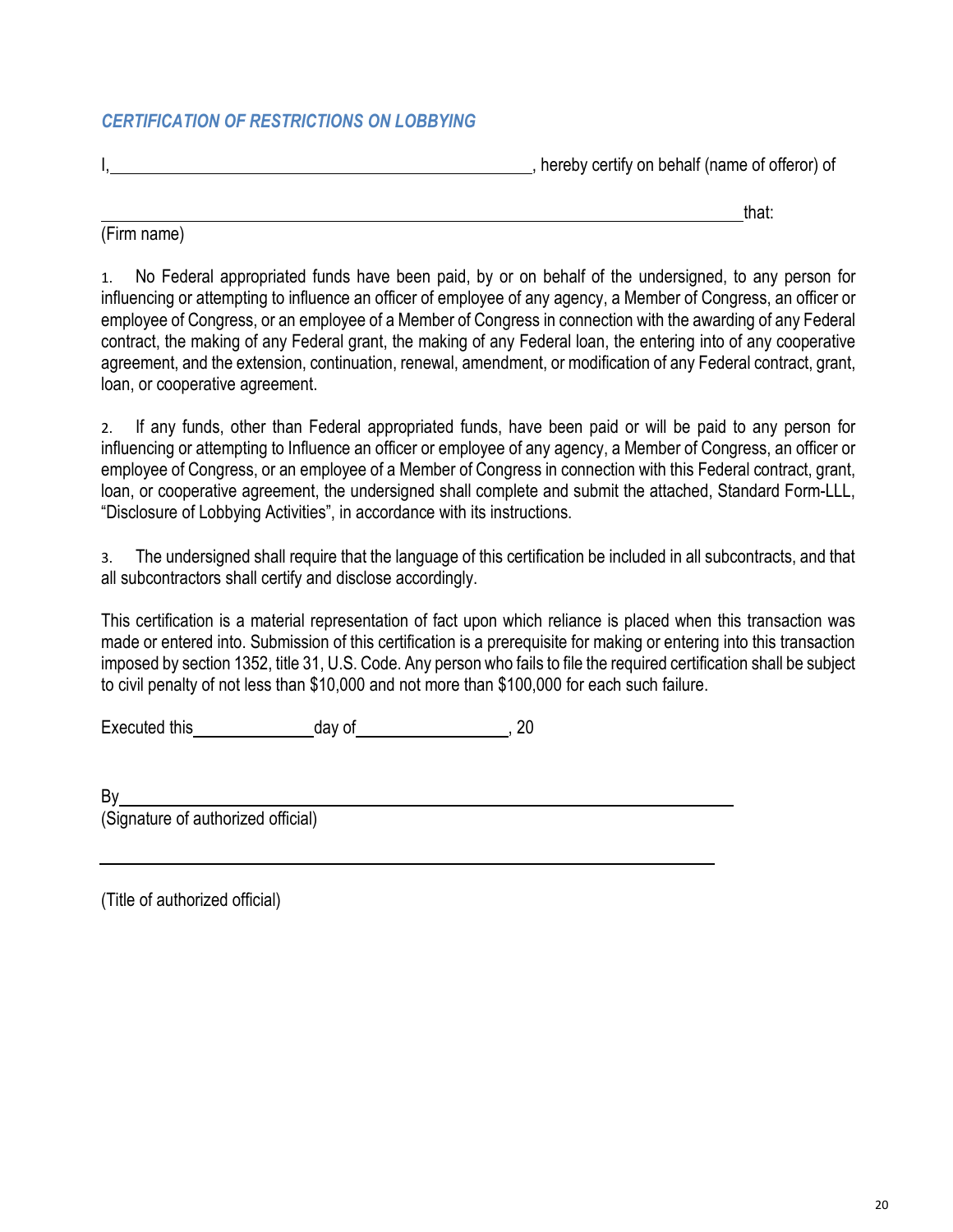### *CERTIFICATION OF RESTRICTIONS ON LOBBYING*

I,\_\_\_\_\_\_\_\_\_\_\_\_\_\_\_\_\_\_\_\_\_\_\_\_\_\_\_\_\_\_\_\_\_\_\_\_\_\_\_\_\_\_\_\_\_\_, hereby certify on behalf (name of offeror) of

\_\_\_\_\_\_\_\_\_\_\_\_\_\_\_\_\_\_\_\_\_\_\_\_\_\_\_\_\_\_\_\_\_\_\_\_\_\_\_\_\_\_\_\_\_\_\_\_\_\_\_\_\_\_\_\_\_\_\_\_\_\_\_\_\_\_that:
(Firm name)

1. No Federal appropriated funds have been paid, by or on behalf of the undersigned, to any person for influencing or attempting to influence an officer of employee of any agency, a Member of Congress, an officer or employee of Congress, or an employee of a Member of Congress in connection with the awarding of any Federal contract, the making of any Federal grant, the making of any Federal loan, the entering into of any cooperative agreement, and the extension, continuation, renewal, amendment, or modification of any Federal contract, grant, loan, or cooperative agreement.

2. If any funds, other than Federal appropriated funds, have been paid or will be paid to any person for influencing or attempting to Influence an officer or employee of any agency, a Member of Congress, an officer or employee of Congress, or an employee of a Member of Congress in connection with this Federal contract, grant, loan, or cooperative agreement, the undersigned shall complete and submit the attached, Standard Form-LLL, "Disclosure of Lobbying Activities", in accordance with its instructions.

3. The undersigned shall require that the language of this certification be included in all subcontracts, and that all subcontractors shall certify and disclose accordingly.

This certification is a material representation of fact upon which reliance is placed when this transaction was made or entered into. Submission of this certification is a prerequisite for making or entering into this transaction imposed by section 1352, title 31, U.S. Code. Any person who fails to file the required certification shall be subject to civil penalty of not less than $10,000 and not more than $100,000 for each such failure.

Executed this\_\_\_\_\_\_\_\_\_\_\_\_\_\_day of\_\_\_\_\_\_\_\_\_\_\_\_\_\_\_\_\_, 20

By\_\_\_\_\_\_\_\_\_\_\_\_\_\_\_\_\_\_\_\_\_\_\_\_\_\_\_\_\_\_\_\_\_\_\_\_\_\_\_\_\_\_\_\_\_\_\_\_\_\_\_\_\_\_\_\_\_\_\_\_\_\_
(Signature of authorized official)

\_\_\_\_\_\_\_\_\_\_\_\_\_\_\_\_\_\_\_\_\_\_\_\_\_\_\_\_\_\_\_\_\_\_\_\_\_\_\_\_\_\_\_\_\_\_\_\_\_\_\_\_\_\_\_\_\_\_\_\_\_\_\_

(Title of authorized official)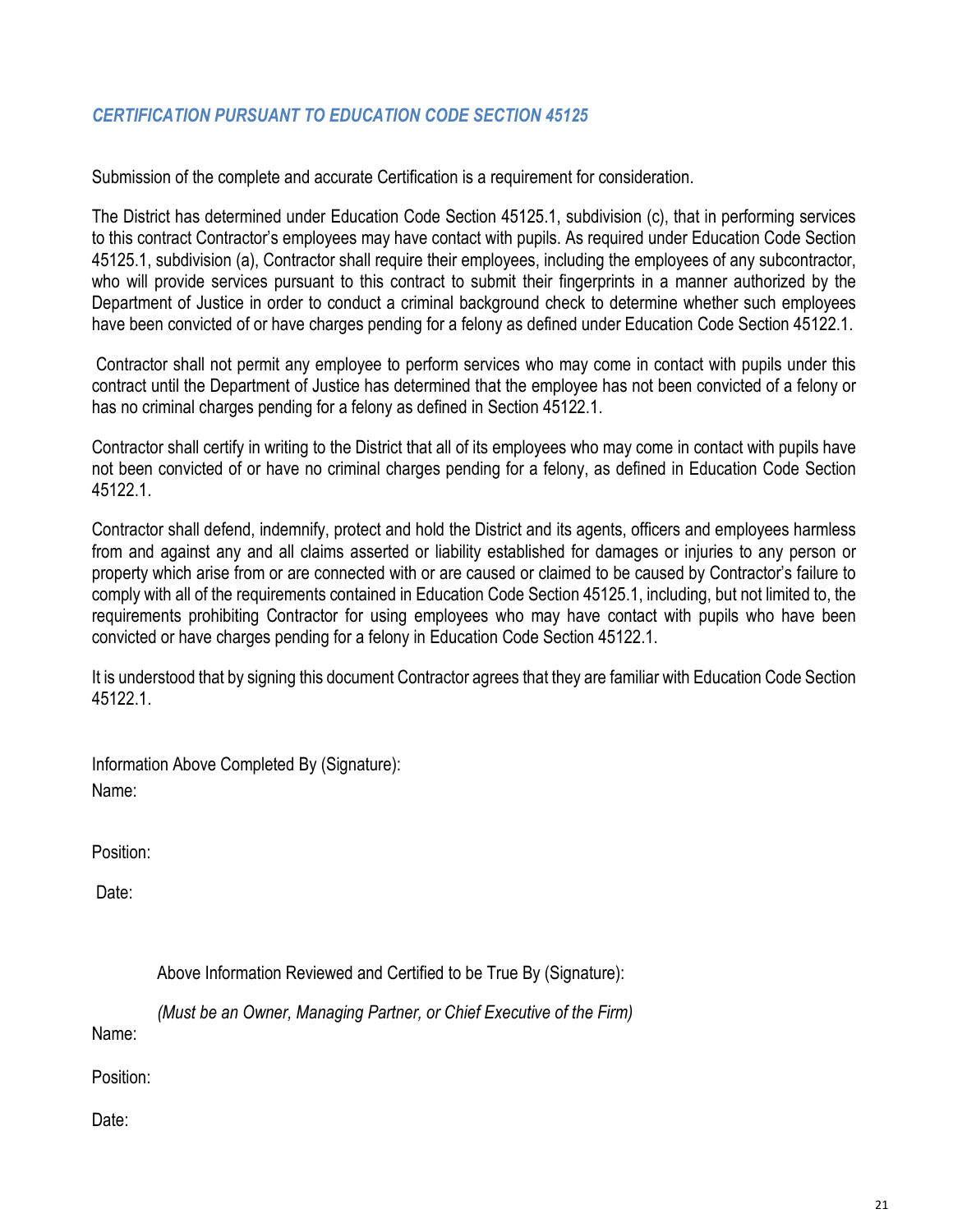### *CERTIFICATION PURSUANT TO EDUCATION CODE SECTION 45125*

Submission of the complete and accurate Certification is a requirement for consideration.

The District has determined under Education Code Section 45125.1, subdivision (c), that in performing services to this contract Contractor's employees may have contact with pupils. As required under Education Code Section 45125.1, subdivision (a), Contractor shall require their employees, including the employees of any subcontractor, who will provide services pursuant to this contract to submit their fingerprints in a manner authorized by the Department of Justice in order to conduct a criminal background check to determine whether such employees have been convicted of or have charges pending for a felony as defined under Education Code Section 45122.1.

Contractor shall not permit any employee to perform services who may come in contact with pupils under this contract until the Department of Justice has determined that the employee has not been convicted of a felony or has no criminal charges pending for a felony as defined in Section 45122.1.

Contractor shall certify in writing to the District that all of its employees who may come in contact with pupils have not been convicted of or have no criminal charges pending for a felony, as defined in Education Code Section 45122.1.

Contractor shall defend, indemnify, protect and hold the District and its agents, officers and employees harmless from and against any and all claims asserted or liability established for damages or injuries to any person or property which arise from or are connected with or are caused or claimed to be caused by Contractor's failure to comply with all of the requirements contained in Education Code Section 45125.1, including, but not limited to, the requirements prohibiting Contractor for using employees who may have contact with pupils who have been convicted or have charges pending for a felony in Education Code Section 45122.1.

It is understood that by signing this document Contractor agrees that they are familiar with Education Code Section 45122.1.

Information Above Completed By (Signature):

Name:

Position:

Date:

Above Information Reviewed and Certified to be True By (Signature):

*(Must be an Owner, Managing Partner, or Chief Executive of the Firm)*

Name:

Position:

Date: